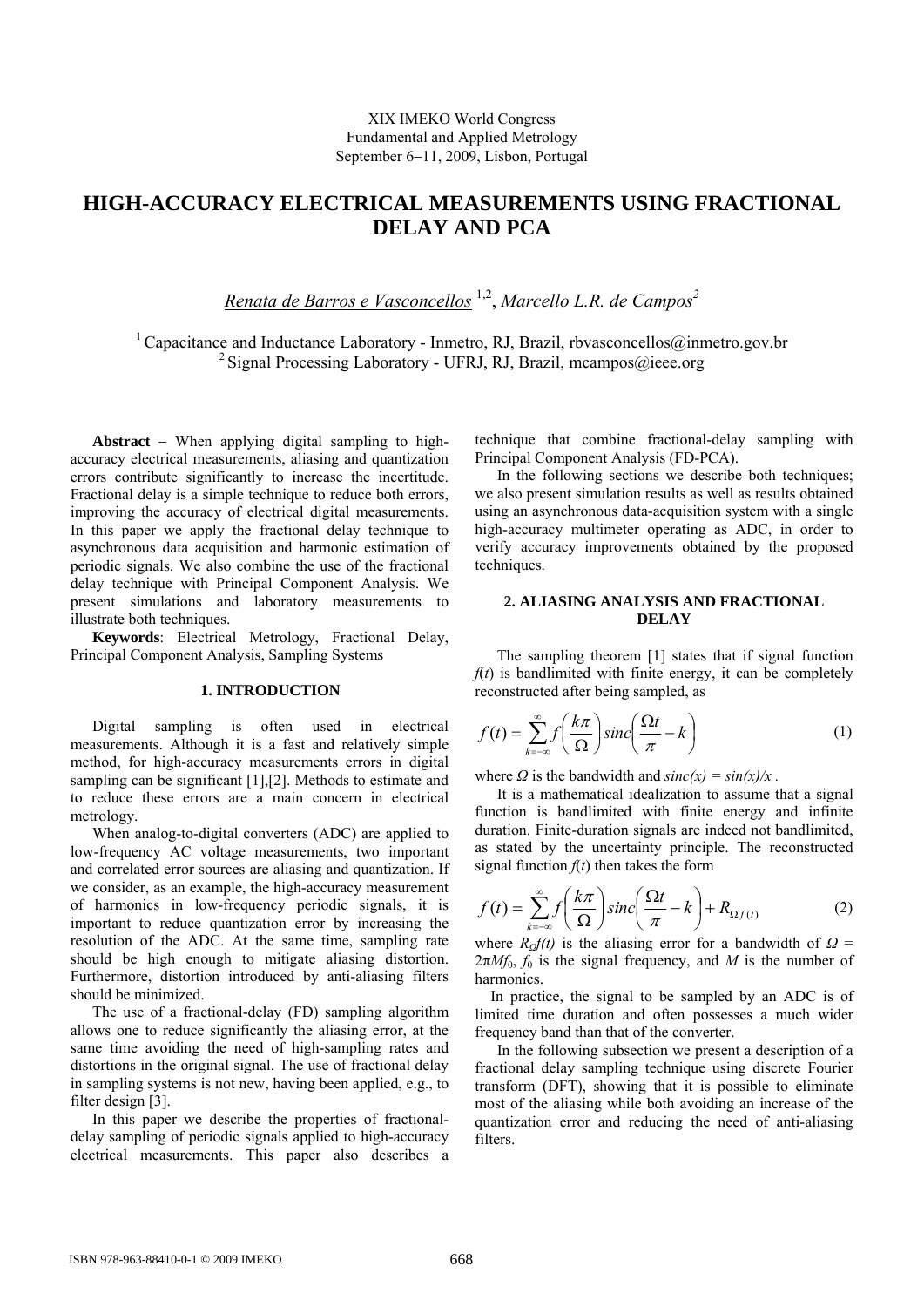XIX IMEKO World Congress
Fundamental and Applied Metrology
September 6−11, 2009, Lisbon, Portugal

# HIGH-ACCURACY ELECTRICAL MEASUREMENTS USING FRACTIONAL DELAY AND PCA

*Renata de Barros e Vasconcellos* [1,2], *Marcello L.R. de Campos* [2]

[1] Capacitance and Inductance Laboratory - Inmetro, RJ, Brazil, rbvasconcellos@inmetro.gov.br
[2] Signal Processing Laboratory - UFRJ, RJ, Brazil, mcampos@ieee.org

**Abstract** − When applying digital sampling to high-accuracy electrical measurements, aliasing and quantization errors contribute significantly to increase the incertitude. Fractional delay is a simple technique to reduce both errors, improving the accuracy of electrical digital measurements. In this paper we apply the fractional delay technique to asynchronous data acquisition and harmonic estimation of periodic signals. We also combine the use of the fractional delay technique with Principal Component Analysis. We present simulations and laboratory measurements to illustrate both techniques.

**Keywords**: Electrical Metrology, Fractional Delay, Principal Component Analysis, Sampling Systems

## 1. INTRODUCTION

Digital sampling is often used in electrical measurements. Although it is a fast and relatively simple method, for high-accuracy measurements errors in digital sampling can be significant [1],[2]. Methods to estimate and to reduce these errors are a main concern in electrical metrology.

When analog-to-digital converters (ADC) are applied to low-frequency AC voltage measurements, two important and correlated error sources are aliasing and quantization. If we consider, as an example, the high-accuracy measurement of harmonics in low-frequency periodic signals, it is important to reduce quantization error by increasing the resolution of the ADC. At the same time, sampling rate should be high enough to mitigate aliasing distortion. Furthermore, distortion introduced by anti-aliasing filters should be minimized.

The use of a fractional-delay (FD) sampling algorithm allows one to reduce significantly the aliasing error, at the same time avoiding the need of high-sampling rates and distortions in the original signal. The use of fractional delay in sampling systems is not new, having been applied, e.g., to filter design [3].

In this paper we describe the properties of fractional-delay sampling of periodic signals applied to high-accuracy electrical measurements. This paper also describes a technique that combine fractional-delay sampling with Principal Component Analysis (FD-PCA).

In the following sections we describe both techniques; we also present simulation results as well as results obtained using an asynchronous data-acquisition system with a single high-accuracy multimeter operating as ADC, in order to verify accuracy improvements obtained by the proposed techniques.

## 2. ALIASING ANALYSIS AND FRACTIONAL DELAY

The sampling theorem [1] states that if signal function $f(t)$ is bandlimited with finite energy, it can be completely reconstructed after being sampled, as

$$f(t) = \sum_{k=-\infty}^{\infty} f\left(\frac{k\pi}{\Omega}\right) sinc\left(\frac{\Omega t}{\pi} - k\right) \tag{1}$$

where $\Omega$ is the bandwidth and $sinc(x) = sin(x)/x$ .

It is a mathematical idealization to assume that a signal function is bandlimited with finite energy and infinite duration. Finite-duration signals are indeed not bandlimited, as stated by the uncertainty principle. The reconstructed signal function $f(t)$ then takes the form

$$f(t) = \sum_{k=-\infty}^{\infty} f\left(\frac{k\pi}{\Omega}\right) sinc\left(\frac{\Omega t}{\pi} - k\right) + R_{\Omega f(t)} \tag{2}$$

where $R_{\Omega}f(t)$ is the aliasing error for a bandwidth of $\Omega = 2\pi M f_0$, $f_0$ is the signal frequency, and $M$ is the number of harmonics.

In practice, the signal to be sampled by an ADC is of limited time duration and often possesses a much wider frequency band than that of the converter.

In the following subsection we present a description of a fractional delay sampling technique using discrete Fourier transform (DFT), showing that it is possible to eliminate most of the aliasing while both avoiding an increase of the quantization error and reducing the need of anti-aliasing filters.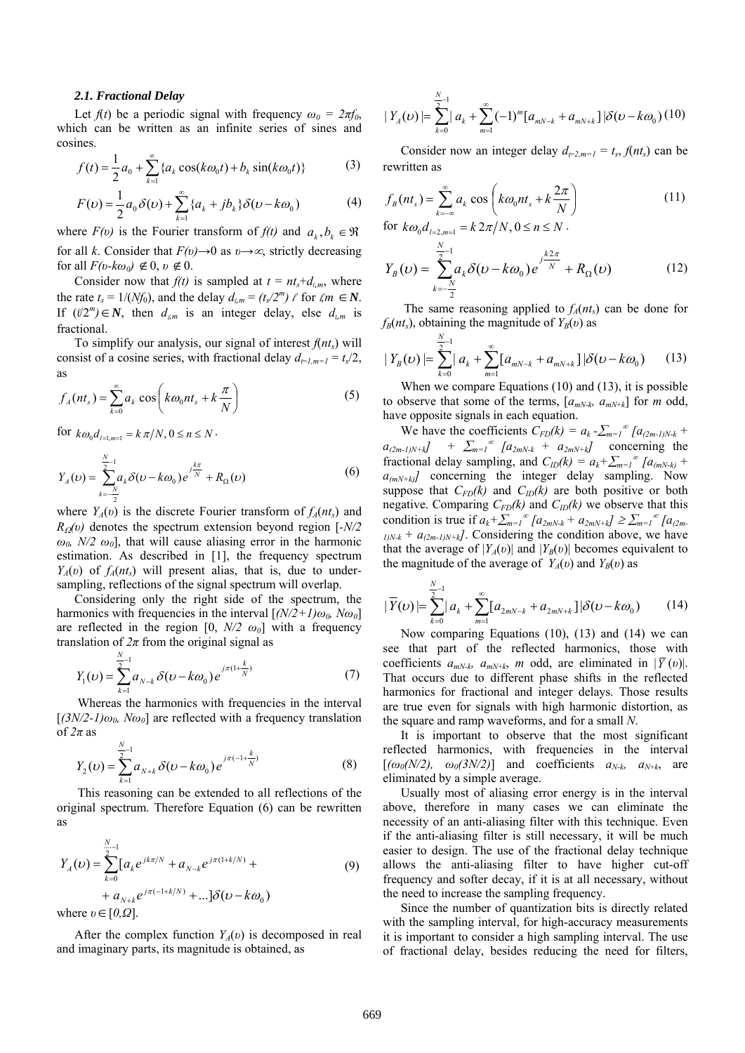### 2.1. Fractional Delay

Let $f(t)$ be a periodic signal with frequency $\omega_0 = 2\pi f_0$, which can be written as an infinite series of sines and cosines.

$$f(t) = \frac{1}{2}a_0 + \sum_{k=1}^{\infty}\{a_k \cos(k\omega_0 t) + b_k \sin(k\omega_0 t)\} \tag{3}$$

$$F(\upsilon) = \frac{1}{2}a_0 \delta(\upsilon) + \sum_{k=1}^{\infty}\{a_k + jb_k\}\delta(\upsilon - k\omega_0) \tag{4}$$

where $F(\upsilon)$ is the Fourier transform of $f(t)$ and $a_k, b_k \in \Re$ for all $k$. Consider that $F(\upsilon) \to 0$ as $\upsilon \to \infty$, strictly decreasing for all $F(\upsilon - k\omega_0) \notin 0$, $\upsilon \notin 0$.

Consider now that $f(t)$ is sampled at $t = nt_s + d_{\ell,m}$, where the rate $t_s = 1/(Nf_0)$, and the delay $d_{\ell,m} = (t_s/2^m)\,\ell$ for $\ell, m \in \mathbf{N}$. If $(\ell/2^m) \in \mathbf{N}$, then $d_{\ell,m}$ is an integer delay, else $d_{\ell,m}$ is fractional.

To simplify our analysis, our signal of interest $f(nt_s)$ will consist of a cosine series, with fractional delay $d_{l=1,m=1} = t_s/2$, as

$$f_A(nt_s) = \sum_{k=0}^{\infty} a_k \cos\left(k\omega_0 n t_s + k\frac{\pi}{N}\right) \tag{5}$$

for $k\omega_0 d_{l=1,m=1} = k\pi/N, 0 \le n \le N$.

$$Y_A(\upsilon) = \sum_{k=-\frac{N}{2}}^{\frac{N}{2}-1} a_k \delta(\upsilon - k\omega_0) e^{j\frac{k\pi}{N}} + R_\Omega(\upsilon) \tag{6}$$

where $Y_A(\upsilon)$ is the discrete Fourier transform of $f_A(nt_s)$ and $R_\Omega(\upsilon)$ denotes the spectrum extension beyond region $[-N/2\ \omega_0, N/2\ \omega_0]$, that will cause aliasing error in the harmonic estimation. As described in [1], the frequency spectrum $Y_A(\upsilon)$ of $f_A(nt_s)$ will present alias, that is, due to under-sampling, reflections of the signal spectrum will overlap.

Considering only the right side of the spectrum, the harmonics with frequencies in the interval $[(N/2+1)\omega_0, N\omega_0]$ are reflected in the region $[0, N/2\ \omega_0]$ with a frequency translation of $2\pi$ from the original signal as

$$Y_1(\upsilon) = \sum_{k=1}^{\frac{N}{2}-1} a_{N-k}\delta(\upsilon - k\omega_0) e^{j\pi(1+\frac{k}{N})} \tag{7}$$

Whereas the harmonics with frequencies in the interval $[(3N/2-1)\omega_0, N\omega_0]$ are reflected with a frequency translation of $2\pi$ as

$$Y_2(\upsilon) = \sum_{k=1}^{\frac{N}{2}-1} a_{N+k}\delta(\upsilon - k\omega_0) e^{j\pi(-1+\frac{k}{N})} \tag{8}$$

This reasoning can be extended to all reflections of the original spectrum. Therefore Equation (6) can be rewritten as

$$Y_A(\upsilon) = \sum_{k=0}^{\frac{N}{2}-1}[a_k e^{jk\pi/N} + a_{N-k}e^{j\pi(1+k/N)} + a_{N+k}e^{j\pi(-1+k/N)} + \ldots]\delta(\upsilon - k\omega_0) \tag{9}$$

where $\upsilon \in [0, \Omega]$.

After the complex function $Y_A(\upsilon)$ is decomposed in real and imaginary parts, its magnitude is obtained, as

$$|Y_A(\upsilon)| = \sum_{k=0}^{\frac{N}{2}-1}|a_k + \sum_{m=1}^{\infty}(-1)^m[a_{mN-k} + a_{mN+k}]|\delta(\upsilon - k\omega_0) \tag{10}$$

Consider now an integer delay $d_{l=2,m=1} = t_s$, $f(nt_s)$ can be rewritten as

$$f_B(nt_s) = \sum_{k=-\infty}^{\infty} a_k \cos\left(k\omega_0 n t_s + k\frac{2\pi}{N}\right) \tag{11}$$

for $k\omega_0 d_{l=2,m=1} = k\,2\pi/N, 0 \le n \le N$.

$$Y_B(\upsilon) = \sum_{k=-\frac{N}{2}}^{\frac{N}{2}-1} a_k \delta(\upsilon - k\omega_0) e^{j\frac{k2\pi}{N}} + R_\Omega(\upsilon) \tag{12}$$

The same reasoning applied to $f_A(nt_s)$ can be done for $f_B(nt_s)$, obtaining the magnitude of $Y_B(\upsilon)$ as

$$|Y_B(\upsilon)| = \sum_{k=0}^{\frac{N}{2}-1}|a_k + \sum_{m=1}^{\infty}[a_{mN-k} + a_{mN+k}]|\delta(\upsilon - k\omega_0) \tag{13}$$

When we compare Equations (10) and (13), it is possible to observe that some of the terms, $[a_{mN-k}, a_{mN+k}]$ for $m$ odd, have opposite signals in each equation.

We have the coefficients $C_{FD}(k) = a_k - \sum_{m=1}^{\infty}[a_{(2m-1)N-k} + a_{(2m-1)N+k}] + \sum_{m=1}^{\infty}[a_{2mN-k} + a_{2mN+k}]$ concerning the fractional delay sampling, and $C_{ID}(k) = a_k + \sum_{m=1}^{\infty}[a_{(mN-k)} + a_{(mN+k)}]$ concerning the integer delay sampling. Now suppose that $C_{FD}(k)$ and $C_{ID}(k)$ are both positive or both negative. Comparing $C_{FD}(k)$ and $C_{ID}(k)$ we observe that this condition is true if $a_k + \sum_{m=1}^{\infty}[a_{2mN-k} + a_{2mN+k}] \ge \sum_{m=1}^{\infty}[a_{(2m-1)N-k} + a_{(2m-1)N+k}]$. Considering the condition above, we have that the average of $|Y_A(\upsilon)|$ and $|Y_B(\upsilon)|$ becomes equivalent to the magnitude of the average of $Y_A(\upsilon)$ and $Y_B(\upsilon)$ as

$$|\overline{Y}(\upsilon)| = \sum_{k=0}^{\frac{N}{2}-1}|a_k + \sum_{m=1}^{\infty}[a_{2mN-k} + a_{2mN+k}]|\delta(\upsilon - k\omega_0) \tag{14}$$

Now comparing Equations (10), (13) and (14) we can see that part of the reflected harmonics, those with coefficients $a_{mN-k}$, $a_{mN+k}$, $m$ odd, are eliminated in $|\overline{Y}(\upsilon)|$. That occurs due to different phase shifts in the reflected harmonics for fractional and integer delays. Those results are true even for signals with high harmonic distortion, as the square and ramp waveforms, and for a small $N$.

It is important to observe that the most significant reflected harmonics, with frequencies in the interval $[(\omega_0(N/2), \omega_0(3N/2)]$ and coefficients $a_{N-k}$, $a_{N+k}$, are eliminated by a simple average.

Usually most of aliasing error energy is in the interval above, therefore in many cases we can eliminate the necessity of an anti-aliasing filter with this technique. Even if the anti-aliasing filter is still necessary, it will be much easier to design. The use of the fractional delay technique allows the anti-aliasing filter to have higher cut-off frequency and softer decay, if it is at all necessary, without the need to increase the sampling frequency.

Since the number of quantization bits is directly related with the sampling interval, for high-accuracy measurements it is important to consider a high sampling interval. The use of fractional delay, besides reducing the need for filters,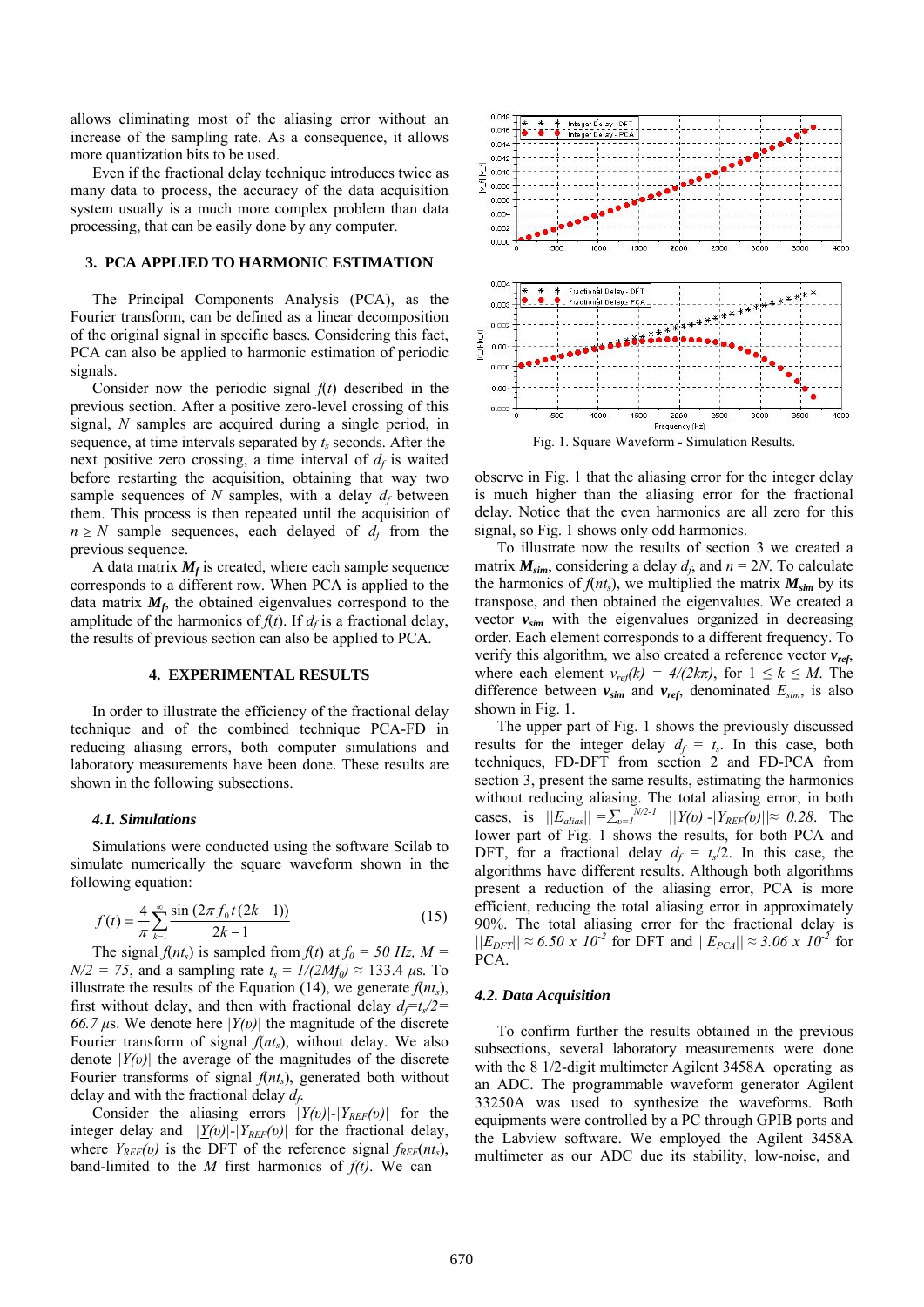allows eliminating most of the aliasing error without an increase of the sampling rate. As a consequence, it allows more quantization bits to be used.

Even if the fractional delay technique introduces twice as many data to process, the accuracy of the data acquisition system usually is a much more complex problem than data processing, that can be easily done by any computer.

## 3. PCA APPLIED TO HARMONIC ESTIMATION

The Principal Components Analysis (PCA), as the Fourier transform, can be defined as a linear decomposition of the original signal in specific bases. Considering this fact, PCA can also be applied to harmonic estimation of periodic signals.

Consider now the periodic signal $f(t)$ described in the previous section. After a positive zero-level crossing of this signal, $N$ samples are acquired during a single period, in sequence, at time intervals separated by $t_s$ seconds. After the next positive zero crossing, a time interval of $d_f$ is waited before restarting the acquisition, obtaining that way two sample sequences of $N$ samples, with a delay $d_f$ between them. This process is then repeated until the acquisition of $n \geq N$ sample sequences, each delayed of $d_f$ from the previous sequence.

A data matrix $\boldsymbol{M_f}$ is created, where each sample sequence corresponds to a different row. When PCA is applied to the data matrix $\boldsymbol{M_f}$, the obtained eigenvalues correspond to the amplitude of the harmonics of $f(t)$. If $d_f$ is a fractional delay, the results of previous section can also be applied to PCA.

## 4. EXPERIMENTAL RESULTS

In order to illustrate the efficiency of the fractional delay technique and of the combined technique PCA-FD in reducing aliasing errors, both computer simulations and laboratory measurements have been done. These results are shown in the following subsections.

### 4.1. Simulations

Simulations were conducted using the software Scilab to simulate numerically the square waveform shown in the following equation:

$$f(t) = \frac{4}{\pi} \sum_{k=1}^{\infty} \frac{\sin(2\pi f_0 t(2k-1))}{2k-1} \tag{15}$$

The signal $f(nt_s)$ is sampled from $f(t)$ at $f_0 = 50$ Hz, $M = N/2 = 75$, and a sampling rate $t_s = 1/(2Mf_0) \approx 133.4$ $\mu$s. To illustrate the results of the Equation (14), we generate $f(nt_s)$, first without delay, and then with fractional delay $d_f = t_s/2 = 66.7$ $\mu$s. We denote here $|Y(\upsilon)|$ the magnitude of the discrete Fourier transform of signal $f(nt_s)$, without delay. We also denote $|\underline{Y}(\upsilon)|$ the average of the magnitudes of the discrete Fourier transforms of signal $f(nt_s)$, generated both without delay and with the fractional delay $d_f$.

Consider the aliasing errors $|Y(\upsilon)|-|Y_{REF}(\upsilon)|$ for the integer delay and $|\underline{Y}(\upsilon)|-|Y_{REF}(\upsilon)|$ for the fractional delay, where $Y_{REF}(\upsilon)$ is the DFT of the reference signal $f_{REF}(nt_s)$, band-limited to the $M$ first harmonics of $f(t)$. We can observe in Fig. 1 that the aliasing error for the integer delay is much higher than the aliasing error for the fractional delay. Notice that the even harmonics are all zero for this signal, so Fig. 1 shows only odd harmonics.

Fig. 1. Square Waveform - Simulation Results.

To illustrate now the results of section 3 we created a matrix $\boldsymbol{M_{sim}}$, considering a delay $d_f$, and $n = 2N$. To calculate the harmonics of $f(nt_s)$, we multiplied the matrix $\boldsymbol{M_{sim}}$ by its transpose, and then obtained the eigenvalues. We created a vector $\boldsymbol{v_{sim}}$ with the eigenvalues organized in decreasing order. Each element corresponds to a different frequency. To verify this algorithm, we also created a reference vector $\boldsymbol{v_{ref}}$, where each element $v_{ref}(k) = 4/(2k\pi)$, for $1 \leq k \leq M$. The difference between $\boldsymbol{v_{sim}}$ and $\boldsymbol{v_{ref}}$, denominated $E_{sim}$, is also shown in Fig. 1.

The upper part of Fig. 1 shows the previously discussed results for the integer delay $d_f = t_s$. In this case, both techniques, FD-DFT from section 2 and FD-PCA from section 3, present the same results, estimating the harmonics without reducing aliasing. The total aliasing error, in both cases, is $||E_{alias}|| = \sum_{\upsilon=1}^{N/2-1} ||Y(\upsilon)|-|Y_{REF}(\upsilon)|| \approx 0.28$. The lower part of Fig. 1 shows the results, for both PCA and DFT, for a fractional delay $d_f = t_s/2$. In this case, the algorithms have different results. Although both algorithms present a reduction of the aliasing error, PCA is more efficient, reducing the total aliasing error in approximately 90%. The total aliasing error for the fractional delay is $||E_{DFT}|| \approx 6.50 \times 10^{-2}$ for DFT and $||E_{PCA}|| \approx 3.06 \times 10^{-3}$ for PCA.

### 4.2. Data Acquisition

To confirm further the results obtained in the previous subsections, several laboratory measurements were done with the 8 1/2-digit multimeter Agilent 3458A operating as an ADC. The programmable waveform generator Agilent 33250A was used to synthesize the waveforms. Both equipments were controlled by a PC through GPIB ports and the Labview software. We employed the Agilent 3458A multimeter as our ADC due its stability, low-noise, and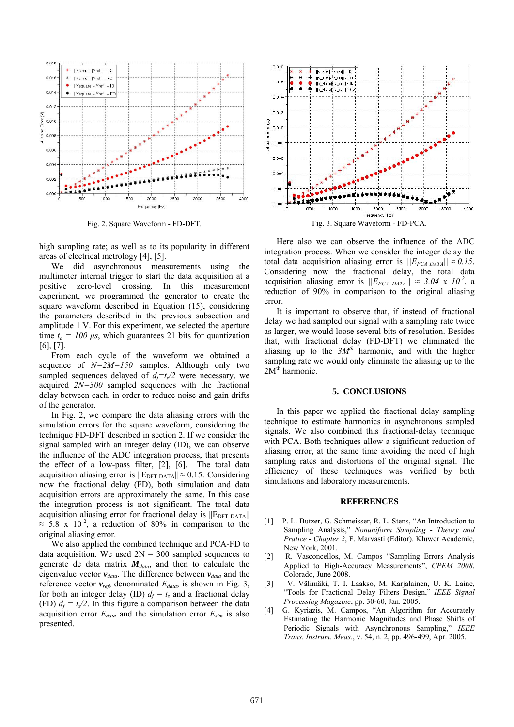Fig. 2. Square Waveform - FD-DFT.

Fig. 3. Square Waveform - FD-PCA.

high sampling rate; as well as to its popularity in different areas of electrical metrology [4], [5].

We did asynchronous measurements using the multimeter internal trigger to start the data acquisition at a positive zero-level crossing. In this measurement experiment, we programmed the generator to create the square waveform described in Equation (15), considering the parameters described in the previous subsection and amplitude 1 V. For this experiment, we selected the aperture time $t_a = 100\ \mu s$, which guarantees 21 bits for quantization [6], [7].

From each cycle of the waveform we obtained a sequence of $N=2M=150$ samples. Although only two sampled sequences delayed of $d_f=t_s/2$ were necessary, we acquired $2N=300$ sampled sequences with the fractional delay between each, in order to reduce noise and gain drifts of the generator.

In Fig. 2, we compare the data aliasing errors with the simulation errors for the square waveform, considering the technique FD-DFT described in section 2. If we consider the signal sampled with an integer delay (ID), we can observe the influence of the ADC integration process, that presents the effect of a low-pass filter, [2], [6]. The total data acquisition aliasing error is $\|E_{DFT\ DATA}\| \approx 0.15$. Considering now the fractional delay (FD), both simulation and data acquisition errors are approximately the same. In this case the integration process is not significant. The total data acquisition aliasing error for fractional delay is $\|E_{DFT\ DATA}\| \approx 5.8 \times 10^{-2}$, a reduction of 80% in comparison to the original aliasing error.

We also applied the combined technique and PCA-FD to data acquisition. We used 2N = 300 sampled sequences to generate de data matrix $\boldsymbol{M}_{data}$, and then to calculate the eigenvalue vector $\boldsymbol{v}_{data}$. The difference between $\boldsymbol{v}_{data}$ and the reference vector $\boldsymbol{v}_{ref}$, denominated $E_{data}$, is shown in Fig. 3, for both an integer delay (ID) $d_f = t_s$ and a fractional delay (FD) $d_f = t_s/2$. In this figure a comparison between the data acquisition error $E_{data}$ and the simulation error $E_{sim}$ is also presented.

Here also we can observe the influence of the ADC integration process. When we consider the integer delay the total data acquisition aliasing error is $\|E_{PCA\ DATA}\| \approx 0.15$. Considering now the fractional delay, the total data acquisition aliasing error is $\|E_{PCA\ DATA}\| \approx 3.04 \times 10^{-2}$, a reduction of 90% in comparison to the original aliasing error.

It is important to observe that, if instead of fractional delay we had sampled our signal with a sampling rate twice as larger, we would loose several bits of resolution. Besides that, with fractional delay (FD-DFT) we eliminated the aliasing up to the $3M^{th}$ harmonic, and with the higher sampling rate we would only eliminate the aliasing up to the $2M^{th}$ harmonic.

## 5. CONCLUSIONS

In this paper we applied the fractional delay sampling technique to estimate harmonics in asynchronous sampled signals. We also combined this fractional-delay technique with PCA. Both techniques allow a significant reduction of aliasing error, at the same time avoiding the need of high sampling rates and distortions of the original signal. The efficiency of these techniques was verified by both simulations and laboratory measurements.

## REFERENCES

[1] P. L. Butzer, G. Schmeisser, R. L. Stens, "An Introduction to Sampling Analysis," *Nonuniform Sampling - Theory and Pratice - Chapter 2*, F. Marvasti (Editor). Kluwer Academic, New York, 2001.

[2] R. Vasconcellos, M. Campos "Sampling Errors Analysis Applied to High-Accuracy Measurements", *CPEM 2008*, Colorado, June 2008.

[3] V. Välimäki, T. I. Laakso, M. Karjalainen, U. K. Laine, "Tools for Fractional Delay Filters Design," *IEEE Signal Processing Magazine*, pp. 30-60, Jan. 2005.

[4] G. Kyriazis, M. Campos, "An Algorithm for Accurately Estimating the Harmonic Magnitudes and Phase Shifts of Periodic Signals with Asynchronous Sampling," *IEEE Trans. Instrum. Meas.*, v. 54, n. 2, pp. 496-499, Apr. 2005.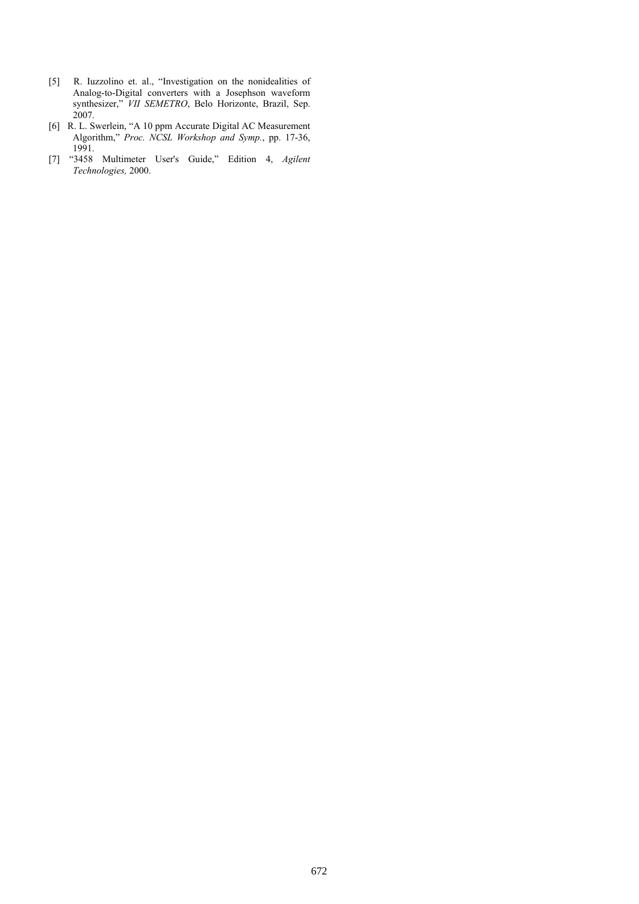[5] R. Iuzzolino et. al., "Investigation on the nonidealities of Analog-to-Digital converters with a Josephson waveform synthesizer," *VII SEMETRO*, Belo Horizonte, Brazil, Sep. 2007.

[6] R. L. Swerlein, "A 10 ppm Accurate Digital AC Measurement Algorithm," *Proc. NCSL Workshop and Symp.*, pp. 17-36, 1991.

[7] "3458 Multimeter User's Guide," Edition 4, *Agilent Technologies,* 2000.